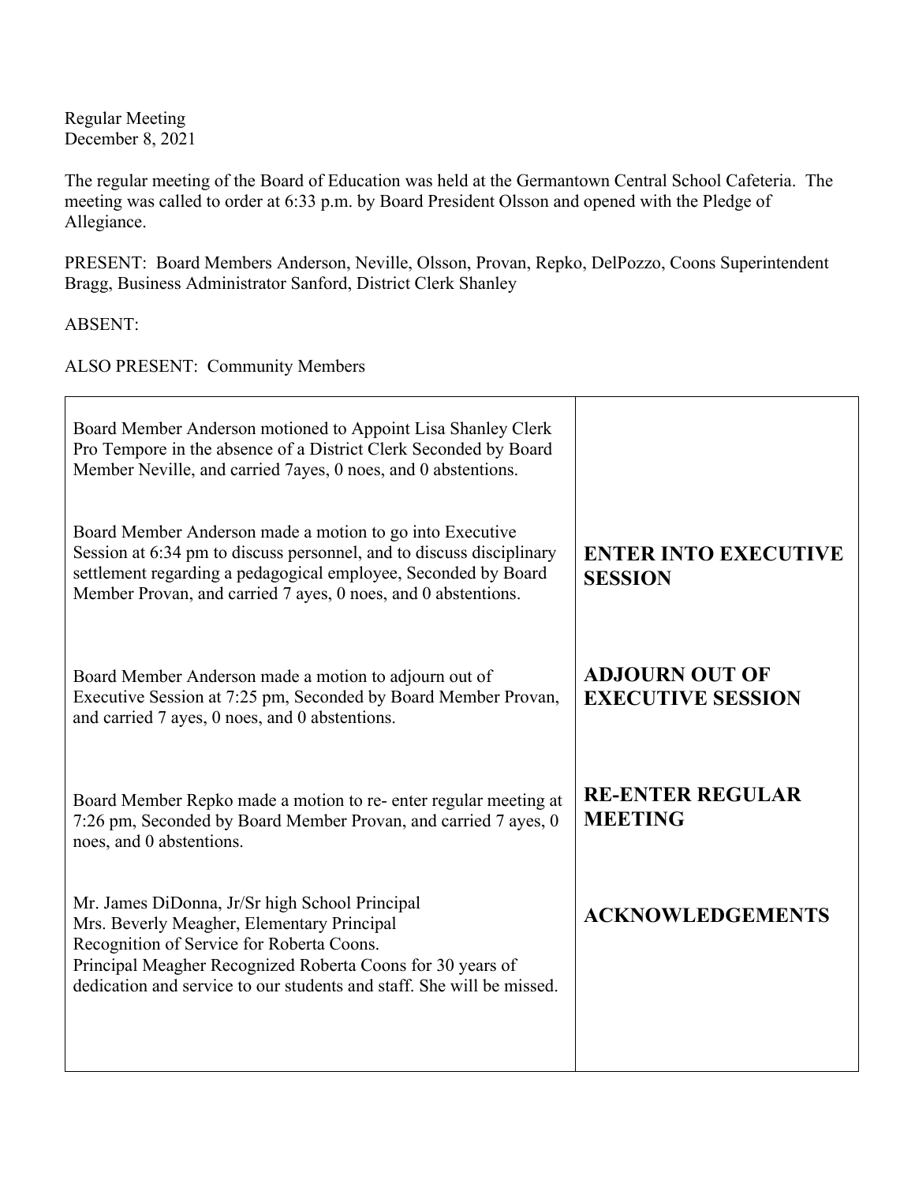Regular Meeting
December 8, 2021

The regular meeting of the Board of Education was held at the Germantown Central School Cafeteria. The meeting was called to order at 6:33 p.m. by Board President Olsson and opened with the Pledge of Allegiance.

PRESENT: Board Members Anderson, Neville, Olsson, Provan, Repko, DelPozzo, Coons Superintendent Bragg, Business Administrator Sanford, District Clerk Shanley

ABSENT:

ALSO PRESENT: Community Members

| | |
|---|---|
| Board Member Anderson motioned to Appoint Lisa Shanley Clerk Pro Tempore in the absence of a District Clerk Seconded by Board Member Neville, and carried 7ayes, 0 noes, and 0 abstentions. | |
| Board Member Anderson made a motion to go into Executive Session at 6:34 pm to discuss personnel, and to discuss disciplinary settlement regarding a pedagogical employee, Seconded by Board Member Provan, and carried 7 ayes, 0 noes, and 0 abstentions. | **ENTER INTO EXECUTIVE SESSION** |
| Board Member Anderson made a motion to adjourn out of Executive Session at 7:25 pm, Seconded by Board Member Provan, and carried 7 ayes, 0 noes, and 0 abstentions. | **ADJOURN OUT OF EXECUTIVE SESSION** |
| Board Member Repko made a motion to re- enter regular meeting at 7:26 pm, Seconded by Board Member Provan, and carried 7 ayes, 0 noes, and 0 abstentions. | **RE-ENTER REGULAR MEETING** |
| Mr. James DiDonna, Jr/Sr high School Principal<br>Mrs. Beverly Meagher, Elementary Principal<br>Recognition of Service for Roberta Coons.<br>Principal Meagher Recognized Roberta Coons for 30 years of dedication and service to our students and staff. She will be missed. | **ACKNOWLEDGEMENTS** |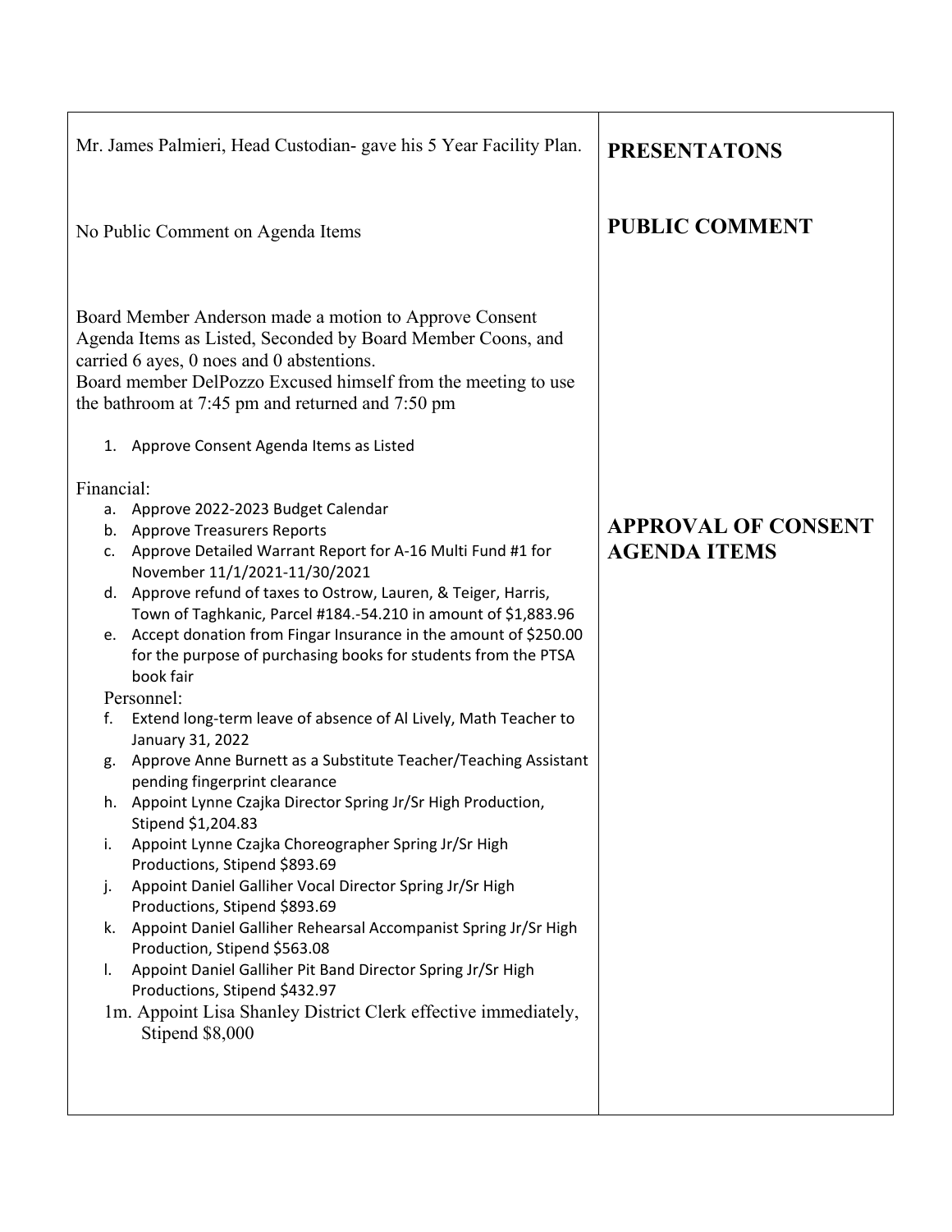| | |
|---|---|
| Mr. James Palmieri, Head Custodian- gave his 5 Year Facility Plan. | **PRESENTATONS** |
| No Public Comment on Agenda Items | **PUBLIC COMMENT** |
| Board Member Anderson made a motion to Approve Consent Agenda Items as Listed, Seconded by Board Member Coons, and carried 6 ayes, 0 noes and 0 abstentions.<br>Board member DelPozzo Excused himself from the meeting to use the bathroom at 7:45 pm and returned and 7:50 pm<br><br>1. Approve Consent Agenda Items as Listed<br><br>Financial:<br>a. Approve 2022-2023 Budget Calendar<br>b. Approve Treasurers Reports<br>c. Approve Detailed Warrant Report for A-16 Multi Fund #1 for November 11/1/2021-11/30/2021<br>d. Approve refund of taxes to Ostrow, Lauren, & Teiger, Harris, Town of Taghkanic, Parcel #184.-54.210 in amount of $1,883.96<br>e. Accept donation from Fingar Insurance in the amount of $250.00 for the purpose of purchasing books for students from the PTSA book fair<br><br>Personnel:<br>f. Extend long-term leave of absence of Al Lively, Math Teacher to January 31, 2022<br>g. Approve Anne Burnett as a Substitute Teacher/Teaching Assistant pending fingerprint clearance<br>h. Appoint Lynne Czajka Director Spring Jr/Sr High Production, Stipend $1,204.83<br>i. Appoint Lynne Czajka Choreographer Spring Jr/Sr High Productions, Stipend $893.69<br>j. Appoint Daniel Galliher Vocal Director Spring Jr/Sr High Productions, Stipend $893.69<br>k. Appoint Daniel Galliher Rehearsal Accompanist Spring Jr/Sr High Production, Stipend $563.08<br>l. Appoint Daniel Galliher Pit Band Director Spring Jr/Sr High Productions, Stipend $432.97<br>1m. Appoint Lisa Shanley District Clerk effective immediately, Stipend $8,000 | **APPROVAL OF CONSENT AGENDA ITEMS** |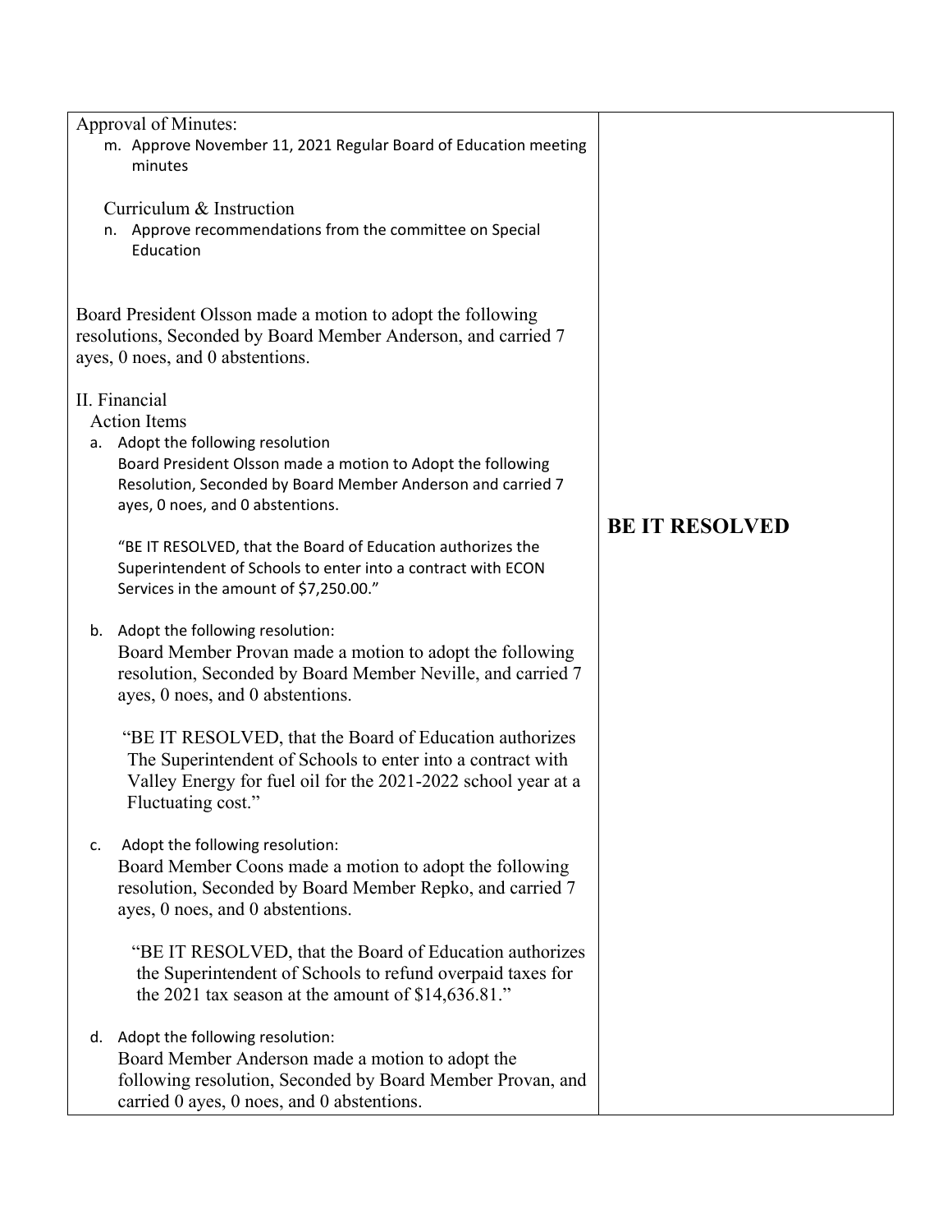| | |
|---|---|
| Approval of Minutes:<br>m. Approve November 11, 2021 Regular Board of Education meeting minutes<br><br>Curriculum & Instruction<br>n. Approve recommendations from the committee on Special Education<br><br>Board President Olsson made a motion to adopt the following resolutions, Seconded by Board Member Anderson, and carried 7 ayes, 0 noes, and 0 abstentions.<br><br>II. Financial<br>Action Items<br>a. Adopt the following resolution<br>Board President Olsson made a motion to Adopt the following Resolution, Seconded by Board Member Anderson and carried 7 ayes, 0 noes, and 0 abstentions.<br><br>"BE IT RESOLVED, that the Board of Education authorizes the Superintendent of Schools to enter into a contract with ECON Services in the amount of $7,250.00."<br><br>b. Adopt the following resolution:<br>Board Member Provan made a motion to adopt the following resolution, Seconded by Board Member Neville, and carried 7 ayes, 0 noes, and 0 abstentions.<br><br>"BE IT RESOLVED, that the Board of Education authorizes The Superintendent of Schools to enter into a contract with Valley Energy for fuel oil for the 2021-2022 school year at a Fluctuating cost."<br><br>c. Adopt the following resolution:<br>Board Member Coons made a motion to adopt the following resolution, Seconded by Board Member Repko, and carried 7 ayes, 0 noes, and 0 abstentions.<br><br>"BE IT RESOLVED, that the Board of Education authorizes the Superintendent of Schools to refund overpaid taxes for the 2021 tax season at the amount of $14,636.81."<br><br>d. Adopt the following resolution:<br>Board Member Anderson made a motion to adopt the following resolution, Seconded by Board Member Provan, and carried 0 ayes, 0 noes, and 0 abstentions. | **BE IT RESOLVED** |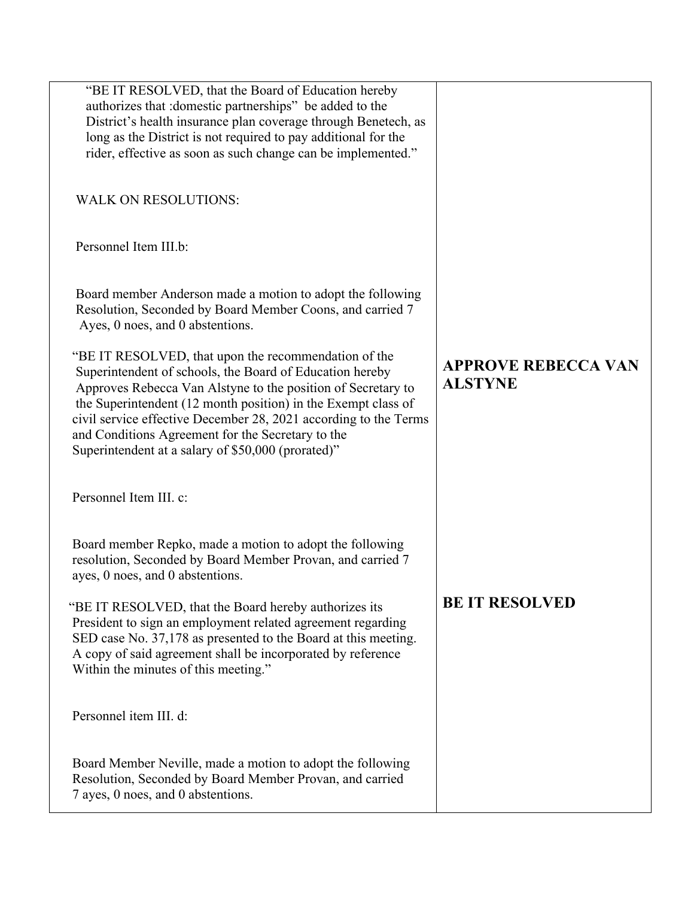| | |
|---|---|
| "BE IT RESOLVED, that the Board of Education hereby authorizes that :domestic partnerships" be added to the District's health insurance plan coverage through Benetech, as long as the District is not required to pay additional for the rider, effective as soon as such change can be implemented."<br><br>WALK ON RESOLUTIONS:<br><br>Personnel Item III.b:<br><br>Board member Anderson made a motion to adopt the following Resolution, Seconded by Board Member Coons, and carried 7 Ayes, 0 noes, and 0 abstentions. | |
| "BE IT RESOLVED, that upon the recommendation of the Superintendent of schools, the Board of Education hereby Approves Rebecca Van Alstyne to the position of Secretary to the Superintendent (12 month position) in the Exempt class of civil service effective December 28, 2021 according to the Terms and Conditions Agreement for the Secretary to the Superintendent at a salary of $50,000 (prorated)"<br><br>Personnel Item III. c:<br><br>Board member Repko, made a motion to adopt the following resolution, Seconded by Board Member Provan, and carried 7 ayes, 0 noes, and 0 abstentions. | **APPROVE REBECCA VAN ALSTYNE** |
| "BE IT RESOLVED, that the Board hereby authorizes its President to sign an employment related agreement regarding SED case No. 37,178 as presented to the Board at this meeting. A copy of said agreement shall be incorporated by reference Within the minutes of this meeting."<br><br>Personnel item III. d:<br><br>Board Member Neville, made a motion to adopt the following Resolution, Seconded by Board Member Provan, and carried 7 ayes, 0 noes, and 0 abstentions. | **BE IT RESOLVED** |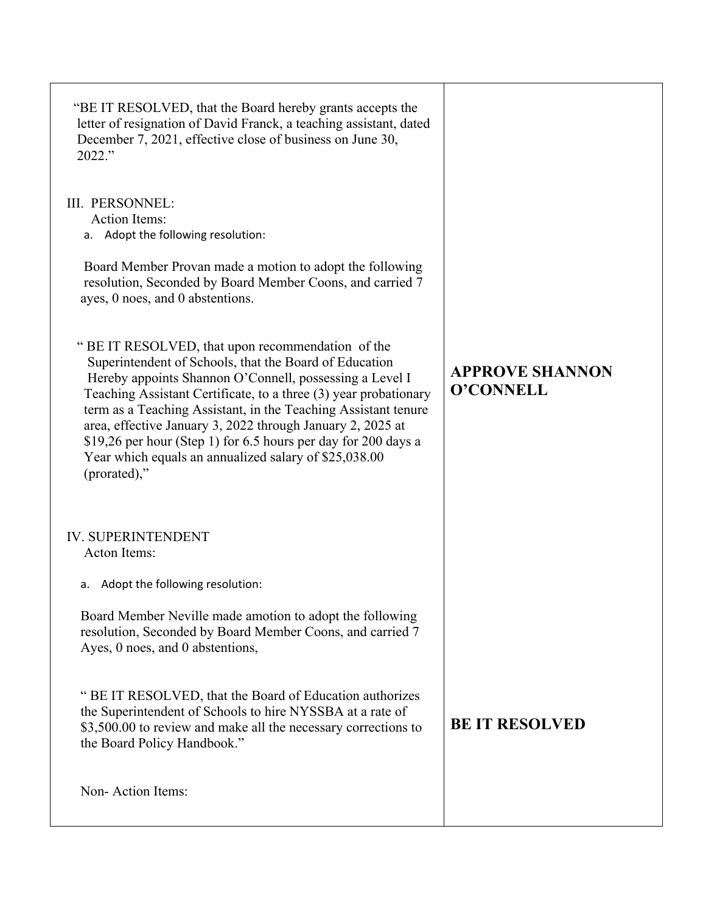| | |
|---|---|
| "BE IT RESOLVED, that the Board hereby grants accepts the letter of resignation of David Franck, a teaching assistant, dated December 7, 2021, effective close of business on June 30, 2022."<br><br>III. PERSONNEL:<br>Action Items:<br>a. Adopt the following resolution:<br><br>Board Member Provan made a motion to adopt the following resolution, Seconded by Board Member Coons, and carried 7 ayes, 0 noes, and 0 abstentions.<br><br>" BE IT RESOLVED, that upon recommendation of the Superintendent of Schools, that the Board of Education Hereby appoints Shannon O'Connell, possessing a Level I Teaching Assistant Certificate, to a three (3) year probationary term as a Teaching Assistant, in the Teaching Assistant tenure area, effective January 3, 2022 through January 2, 2025 at $19,26 per hour (Step 1) for 6.5 hours per day for 200 days a Year which equals an annualized salary of $25,038.00 (prorated)," | **APPROVE SHANNON O'CONNELL** |
| IV. SUPERINTENDENT<br>Acton Items:<br><br>a. Adopt the following resolution:<br><br>Board Member Neville made amotion to adopt the following resolution, Seconded by Board Member Coons, and carried 7 Ayes, 0 noes, and 0 abstentions,<br><br>" BE IT RESOLVED, that the Board of Education authorizes the Superintendent of Schools to hire NYSSBA at a rate of $3,500.00 to review and make all the necessary corrections to the Board Policy Handbook."<br><br>Non- Action Items: | **BE IT RESOLVED** |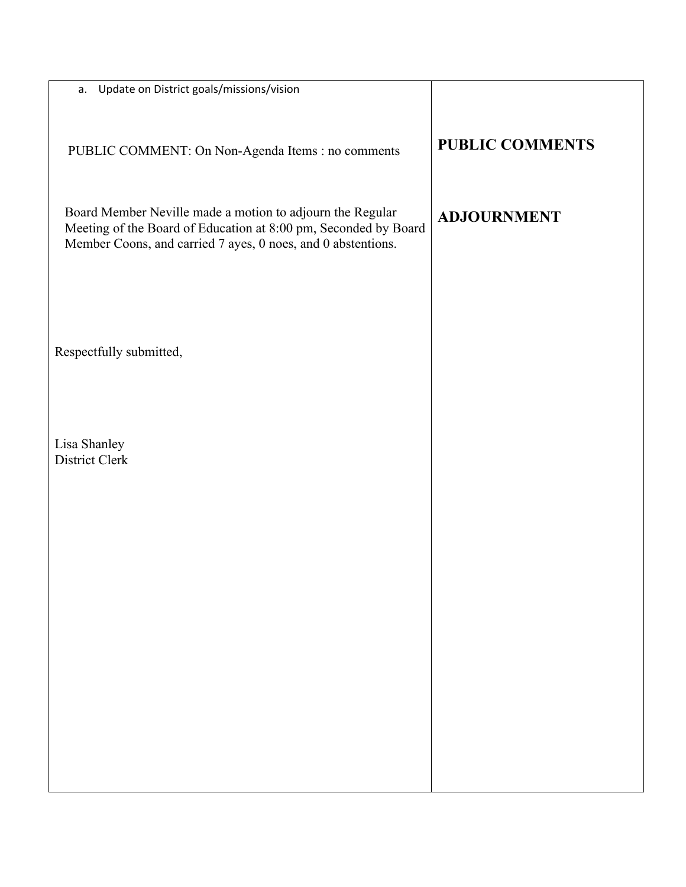a. Update on District goals/missions/vision

**PUBLIC COMMENTS**

PUBLIC COMMENT: On Non-Agenda Items : no comments

**ADJOURNMENT**

Board Member Neville made a motion to adjourn the Regular Meeting of the Board of Education at 8:00 pm, Seconded by Board Member Coons, and carried 7 ayes, 0 noes, and 0 abstentions.

Respectfully submitted,

Lisa Shanley
District Clerk